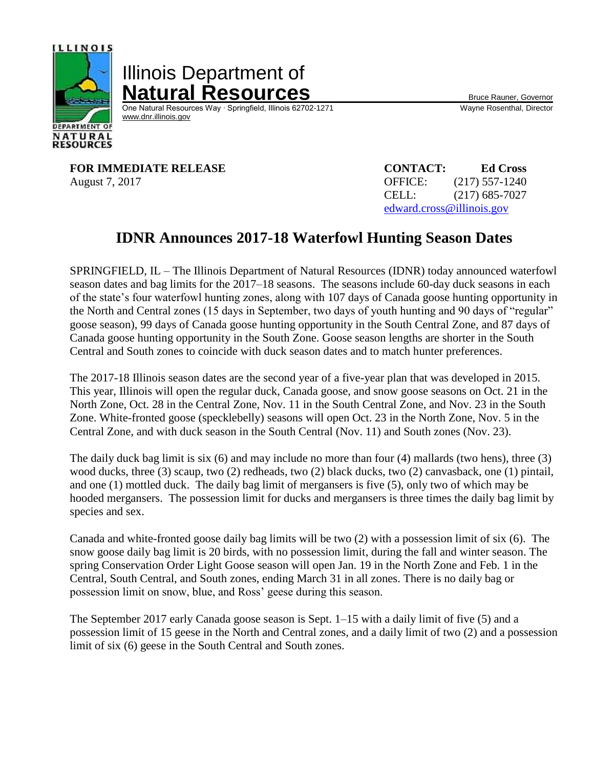Illinois Department of
**Natural Resources**

One Natural Resources Way · Springfield, Illinois 62702-1271
www.dnr.illinois.gov

Bruce Rauner, Governor
Wayne Rosenthal, Director

**FOR IMMEDIATE RELEASE**
August 7, 2017

**CONTACT: Ed Cross**
OFFICE: (217) 557-1240
CELL: (217) 685-7027
edward.cross@illinois.gov

# IDNR Announces 2017-18 Waterfowl Hunting Season Dates

SPRINGFIELD, IL – The Illinois Department of Natural Resources (IDNR) today announced waterfowl season dates and bag limits for the 2017–18 seasons. The seasons include 60-day duck seasons in each of the state's four waterfowl hunting zones, along with 107 days of Canada goose hunting opportunity in the North and Central zones (15 days in September, two days of youth hunting and 90 days of "regular" goose season), 99 days of Canada goose hunting opportunity in the South Central Zone, and 87 days of Canada goose hunting opportunity in the South Zone. Goose season lengths are shorter in the South Central and South zones to coincide with duck season dates and to match hunter preferences.

The 2017-18 Illinois season dates are the second year of a five-year plan that was developed in 2015. This year, Illinois will open the regular duck, Canada goose, and snow goose seasons on Oct. 21 in the North Zone, Oct. 28 in the Central Zone, Nov. 11 in the South Central Zone, and Nov. 23 in the South Zone. White-fronted goose (specklebelly) seasons will open Oct. 23 in the North Zone, Nov. 5 in the Central Zone, and with duck season in the South Central (Nov. 11) and South zones (Nov. 23).

The daily duck bag limit is six (6) and may include no more than four (4) mallards (two hens), three (3) wood ducks, three (3) scaup, two (2) redheads, two (2) black ducks, two (2) canvasback, one (1) pintail, and one (1) mottled duck. The daily bag limit of mergansers is five (5), only two of which may be hooded mergansers. The possession limit for ducks and mergansers is three times the daily bag limit by species and sex.

Canada and white-fronted goose daily bag limits will be two (2) with a possession limit of six (6). The snow goose daily bag limit is 20 birds, with no possession limit, during the fall and winter season. The spring Conservation Order Light Goose season will open Jan. 19 in the North Zone and Feb. 1 in the Central, South Central, and South zones, ending March 31 in all zones. There is no daily bag or possession limit on snow, blue, and Ross' geese during this season.

The September 2017 early Canada goose season is Sept. 1–15 with a daily limit of five (5) and a possession limit of 15 geese in the North and Central zones, and a daily limit of two (2) and a possession limit of six (6) geese in the South Central and South zones.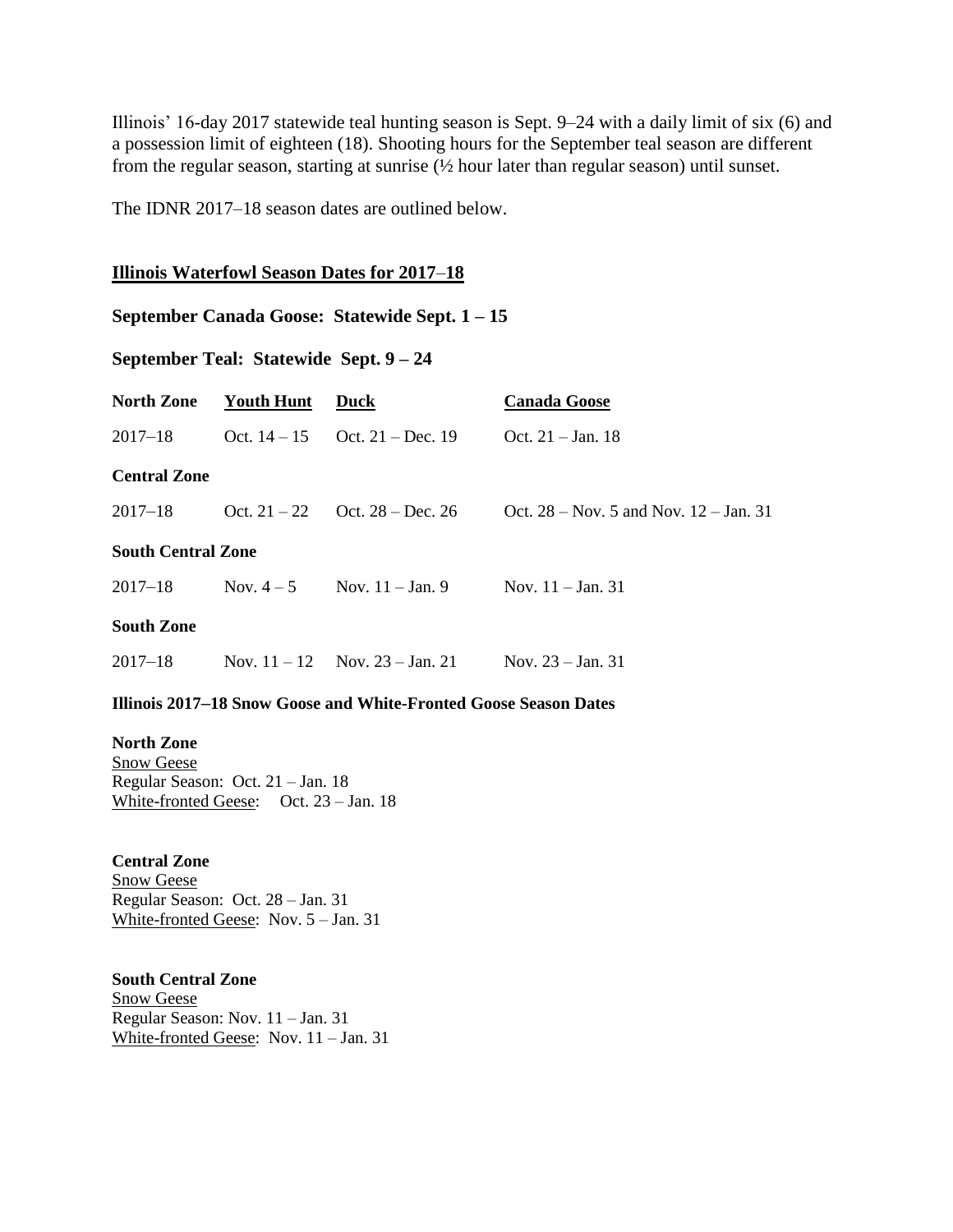Illinois' 16-day 2017 statewide teal hunting season is Sept. 9–24 with a daily limit of six (6) and a possession limit of eighteen (18). Shooting hours for the September teal season are different from the regular season, starting at sunrise (½ hour later than regular season) until sunset.

The IDNR 2017–18 season dates are outlined below.

## Illinois Waterfowl Season Dates for 2017–18

### September Canada Goose: Statewide Sept. 1 – 15

### September Teal: Statewide Sept. 9 – 24

| **North Zone** | **Youth Hunt** | **Duck** | **Canada Goose** |
|---|---|---|---|
| 2017–18 | Oct. 14 – 15 | Oct. 21 – Dec. 19 | Oct. 21 – Jan. 18 |
| **Central Zone** | | | |
| 2017–18 | Oct. 21 – 22 | Oct. 28 – Dec. 26 | Oct. 28 – Nov. 5 and Nov. 12 – Jan. 31 |
| **South Central Zone** | | | |
| 2017–18 | Nov. 4 – 5 | Nov. 11 – Jan. 9 | Nov. 11 – Jan. 31 |
| **South Zone** | | | |
| 2017–18 | Nov. 11 – 12 | Nov. 23 – Jan. 21 | Nov. 23 – Jan. 31 |

**Illinois 2017–18 Snow Goose and White-Fronted Goose Season Dates**

**North Zone**
Snow Geese
Regular Season: Oct. 21 – Jan. 18
White-fronted Geese: Oct. 23 – Jan. 18

**Central Zone**
Snow Geese
Regular Season: Oct. 28 – Jan. 31
White-fronted Geese: Nov. 5 – Jan. 31

**South Central Zone**
Snow Geese
Regular Season: Nov. 11 – Jan. 31
White-fronted Geese: Nov. 11 – Jan. 31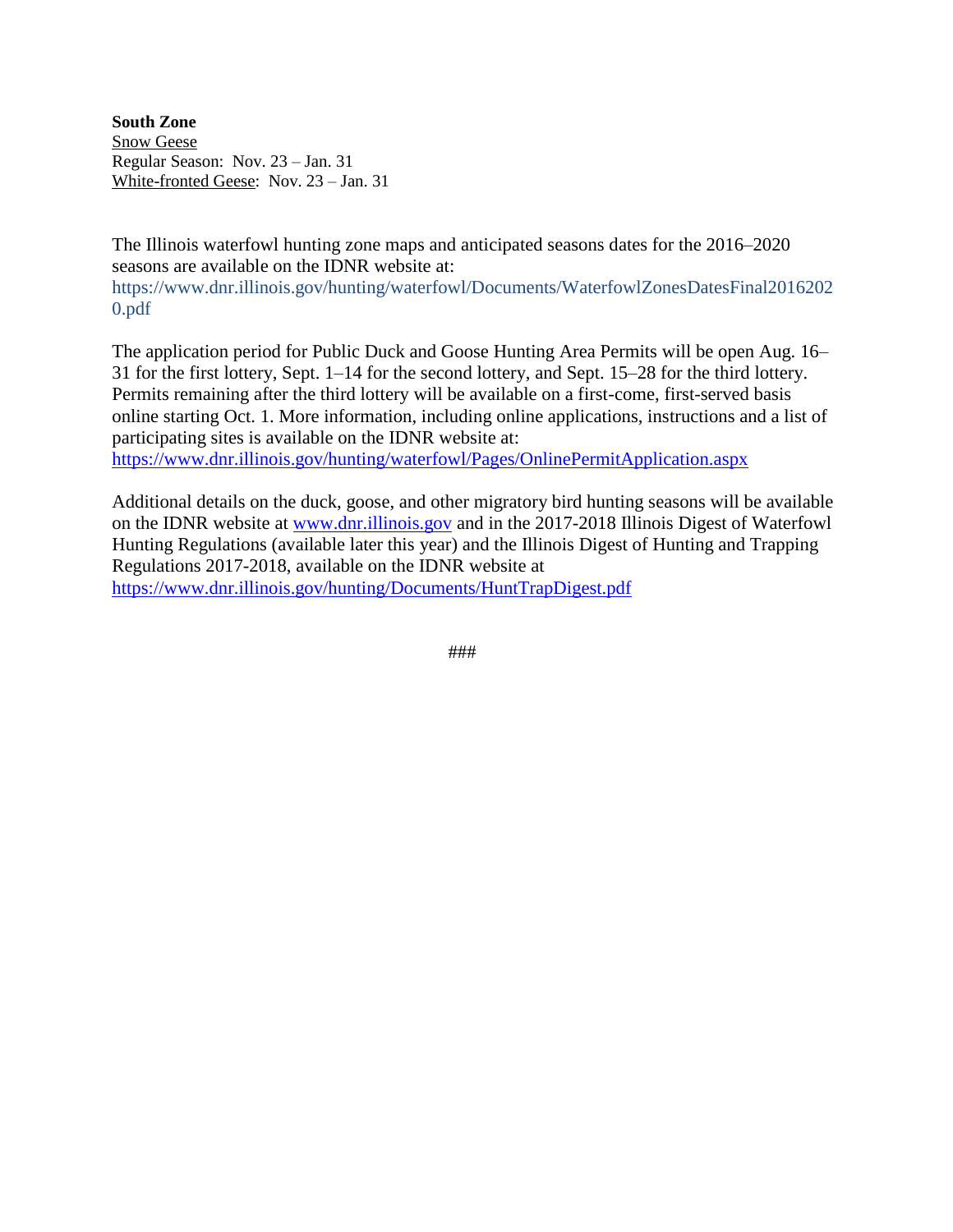**South Zone**
Snow Geese
Regular Season: Nov. 23 – Jan. 31
White-fronted Geese: Nov. 23 – Jan. 31

The Illinois waterfowl hunting zone maps and anticipated seasons dates for the 2016–2020 seasons are available on the IDNR website at: https://www.dnr.illinois.gov/hunting/waterfowl/Documents/WaterfowlZonesDatesFinal20162020.pdf

The application period for Public Duck and Goose Hunting Area Permits will be open Aug. 16–31 for the first lottery, Sept. 1–14 for the second lottery, and Sept. 15–28 for the third lottery. Permits remaining after the third lottery will be available on a first-come, first-served basis online starting Oct. 1. More information, including online applications, instructions and a list of participating sites is available on the IDNR website at: https://www.dnr.illinois.gov/hunting/waterfowl/Pages/OnlinePermitApplication.aspx

Additional details on the duck, goose, and other migratory bird hunting seasons will be available on the IDNR website at www.dnr.illinois.gov and in the 2017-2018 Illinois Digest of Waterfowl Hunting Regulations (available later this year) and the Illinois Digest of Hunting and Trapping Regulations 2017-2018, available on the IDNR website at https://www.dnr.illinois.gov/hunting/Documents/HuntTrapDigest.pdf

###